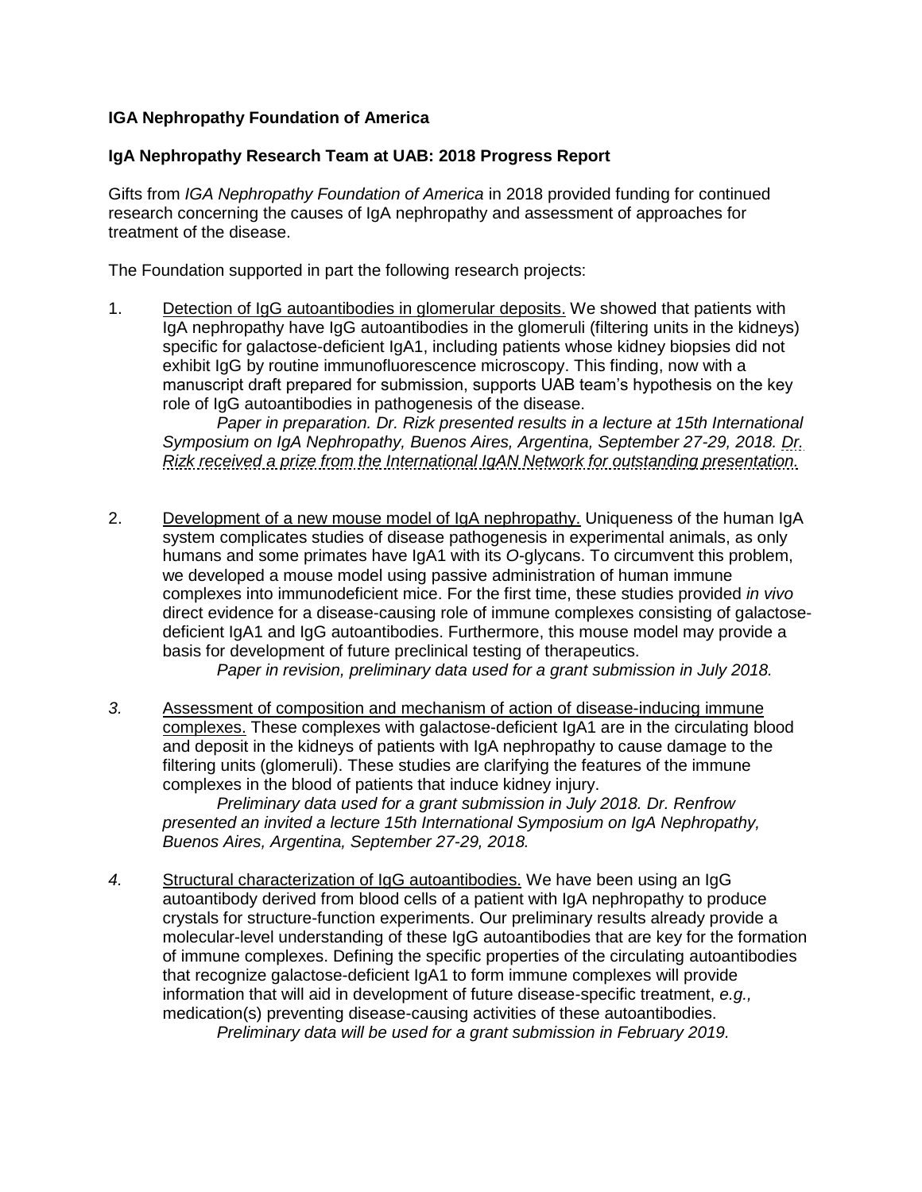**IGA Nephropathy Foundation of America**

**IgA Nephropathy Research Team at UAB: 2018 Progress Report**

Gifts from *IGA Nephropathy Foundation of America* in 2018 provided funding for continued research concerning the causes of IgA nephropathy and assessment of approaches for treatment of the disease.

The Foundation supported in part the following research projects:

1. Detection of IgG autoantibodies in glomerular deposits. We showed that patients with IgA nephropathy have IgG autoantibodies in the glomeruli (filtering units in the kidneys) specific for galactose-deficient IgA1, including patients whose kidney biopsies did not exhibit IgG by routine immunofluorescence microscopy. This finding, now with a manuscript draft prepared for submission, supports UAB team's hypothesis on the key role of IgG autoantibodies in pathogenesis of the disease.

   *Paper in preparation. Dr. Rizk presented results in a lecture at 15th International Symposium on IgA Nephropathy, Buenos Aires, Argentina, September 27-29, 2018. Dr. Rizk received a prize from the International IgAN Network for outstanding presentation.*

2. Development of a new mouse model of IgA nephropathy. Uniqueness of the human IgA system complicates studies of disease pathogenesis in experimental animals, as only humans and some primates have IgA1 with its *O*-glycans. To circumvent this problem, we developed a mouse model using passive administration of human immune complexes into immunodeficient mice. For the first time, these studies provided *in vivo* direct evidence for a disease-causing role of immune complexes consisting of galactose-deficient IgA1 and IgG autoantibodies. Furthermore, this mouse model may provide a basis for development of future preclinical testing of therapeutics.

   *Paper in revision, preliminary data used for a grant submission in July 2018.*

3. Assessment of composition and mechanism of action of disease-inducing immune complexes. These complexes with galactose-deficient IgA1 are in the circulating blood and deposit in the kidneys of patients with IgA nephropathy to cause damage to the filtering units (glomeruli). These studies are clarifying the features of the immune complexes in the blood of patients that induce kidney injury.

   *Preliminary data used for a grant submission in July 2018. Dr. Renfrow presented an invited a lecture 15th International Symposium on IgA Nephropathy, Buenos Aires, Argentina, September 27-29, 2018.*

4. Structural characterization of IgG autoantibodies. We have been using an IgG autoantibody derived from blood cells of a patient with IgA nephropathy to produce crystals for structure-function experiments. Our preliminary results already provide a molecular-level understanding of these IgG autoantibodies that are key for the formation of immune complexes. Defining the specific properties of the circulating autoantibodies that recognize galactose-deficient IgA1 to form immune complexes will provide information that will aid in development of future disease-specific treatment, *e.g.,* medication(s) preventing disease-causing activities of these autoantibodies.

   *Preliminary data will be used for a grant submission in February 2019.*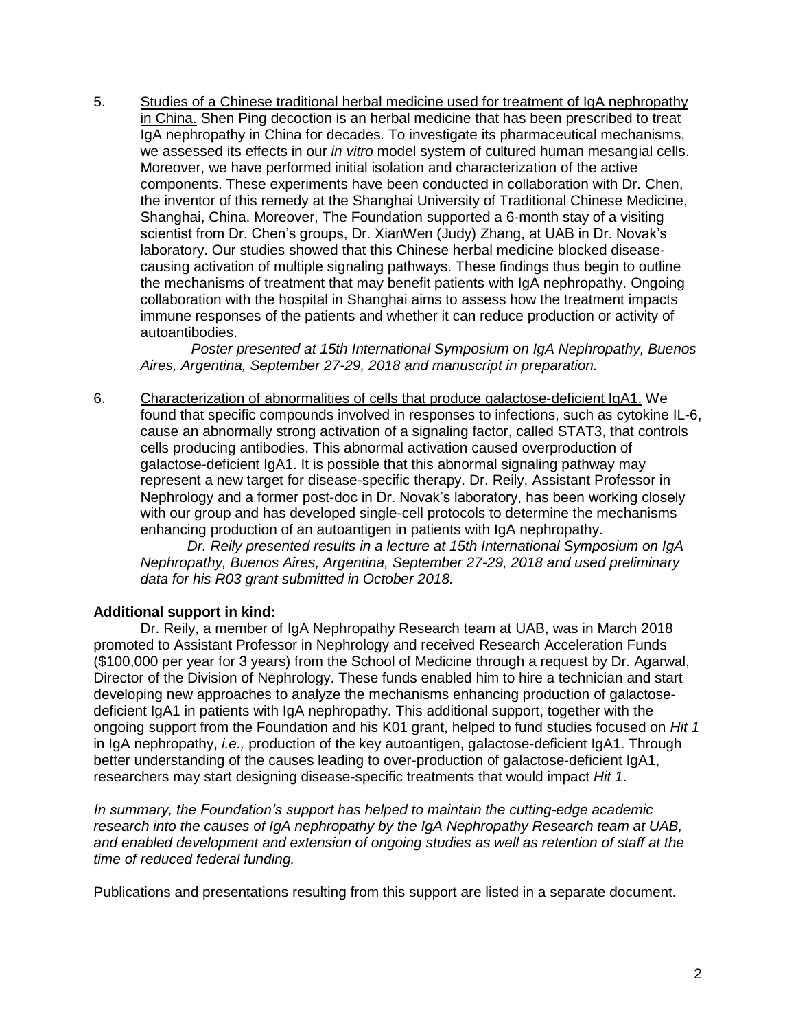5. <u>Studies of a Chinese traditional herbal medicine used for treatment of IgA nephropathy in China.</u> Shen Ping decoction is an herbal medicine that has been prescribed to treat IgA nephropathy in China for decades. To investigate its pharmaceutical mechanisms, we assessed its effects in our *in vitro* model system of cultured human mesangial cells. Moreover, we have performed initial isolation and characterization of the active components. These experiments have been conducted in collaboration with Dr. Chen, the inventor of this remedy at the Shanghai University of Traditional Chinese Medicine, Shanghai, China. Moreover, The Foundation supported a 6-month stay of a visiting scientist from Dr. Chen's groups, Dr. XianWen (Judy) Zhang, at UAB in Dr. Novak's laboratory. Our studies showed that this Chinese herbal medicine blocked disease-causing activation of multiple signaling pathways. These findings thus begin to outline the mechanisms of treatment that may benefit patients with IgA nephropathy. Ongoing collaboration with the hospital in Shanghai aims to assess how the treatment impacts immune responses of the patients and whether it can reduce production or activity of autoantibodies.

   *Poster presented at 15th International Symposium on IgA Nephropathy, Buenos Aires, Argentina, September 27-29, 2018 and manuscript in preparation.*

6. <u>Characterization of abnormalities of cells that produce galactose-deficient IgA1.</u> We found that specific compounds involved in responses to infections, such as cytokine IL-6, cause an abnormally strong activation of a signaling factor, called STAT3, that controls cells producing antibodies. This abnormal activation caused overproduction of galactose-deficient IgA1. It is possible that this abnormal signaling pathway may represent a new target for disease-specific therapy. Dr. Reily, Assistant Professor in Nephrology and a former post-doc in Dr. Novak's laboratory, has been working closely with our group and has developed single-cell protocols to determine the mechanisms enhancing production of an autoantigen in patients with IgA nephropathy.

   *Dr. Reily presented results in a lecture at 15th International Symposium on IgA Nephropathy, Buenos Aires, Argentina, September 27-29, 2018 and used preliminary data for his R03 grant submitted in October 2018.*

**Additional support in kind:**

Dr. Reily, a member of IgA Nephropathy Research team at UAB, was in March 2018 promoted to Assistant Professor in Nephrology and received Research Acceleration Funds ($100,000 per year for 3 years) from the School of Medicine through a request by Dr. Agarwal, Director of the Division of Nephrology. These funds enabled him to hire a technician and start developing new approaches to analyze the mechanisms enhancing production of galactose-deficient IgA1 in patients with IgA nephropathy. This additional support, together with the ongoing support from the Foundation and his K01 grant, helped to fund studies focused on *Hit 1* in IgA nephropathy, *i.e.,* production of the key autoantigen, galactose-deficient IgA1. Through better understanding of the causes leading to over-production of galactose-deficient IgA1, researchers may start designing disease-specific treatments that would impact *Hit 1*.

*In summary, the Foundation's support has helped to maintain the cutting-edge academic research into the causes of IgA nephropathy by the IgA Nephropathy Research team at UAB, and enabled development and extension of ongoing studies as well as retention of staff at the time of reduced federal funding.*

Publications and presentations resulting from this support are listed in a separate document.